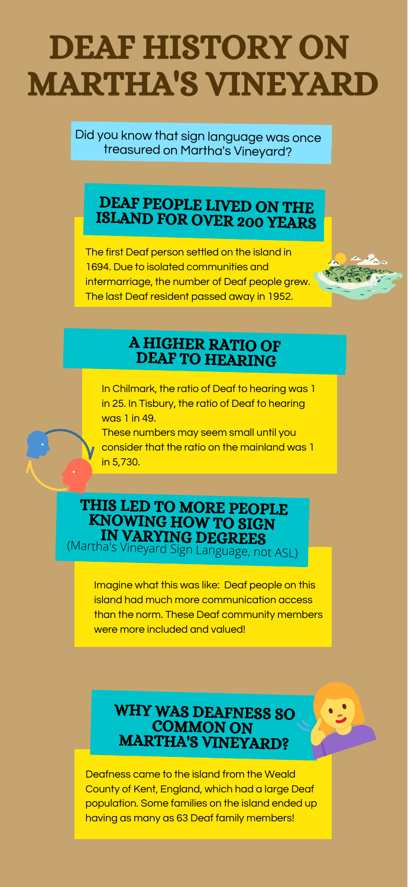# DEAF HISTORY ON MARTHA'S VINEYARD

Did you know that sign language was once treasured on Martha's Vineyard?

## DEAF PEOPLE LIVED ON THE ISLAND FOR OVER 200 YEARS

The first Deaf person settled on the island in 1694. Due to isolated communities and intermarriage, the number of Deaf people grew. The last Deaf resident passed away in 1952.

## A HIGHER RATIO OF DEAF TO HEARING

In Chilmark, the ratio of Deaf to hearing was 1 in 25. In Tisbury, the ratio of Deaf to hearing was 1 in 49.

These numbers may seem small until you consider that the ratio on the mainland was 1 in 5,730.

## THIS LED TO MORE PEOPLE KNOWING HOW TO SIGN IN VARYING DEGREES

(Martha's Vineyard Sign Language, not ASL)

Imagine what this was like: Deaf people on this island had much more communication access than the norm. These Deaf community members were more included and valued!

## WHY WAS DEAFNESS SO COMMON ON MARTHA'S VINEYARD?

Deafness came to the island from the Weald County of Kent, England, which had a large Deaf population. Some families on the island ended up having as many as 63 Deaf family members!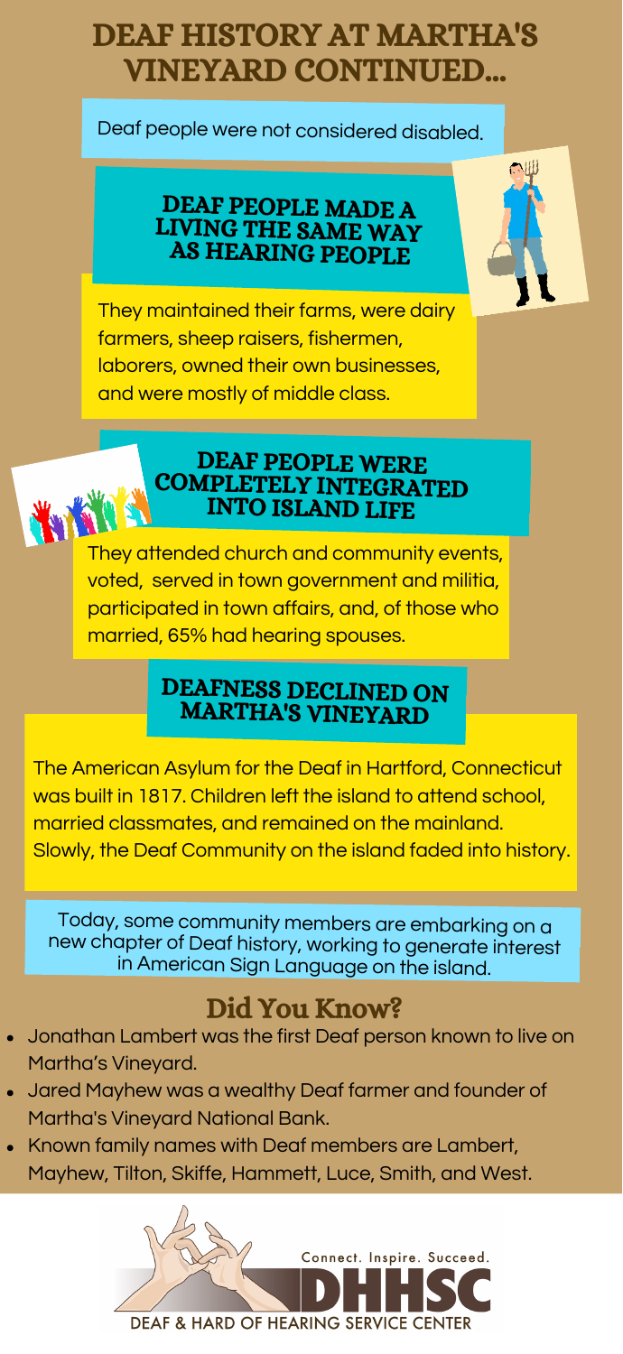# DEAF HISTORY AT MARTHA'S VINEYARD CONTINUED...

Deaf people were not considered disabled.

## DEAF PEOPLE MADE A LIVING THE SAME WAY AS HEARING PEOPLE

They maintained their farms, were dairy farmers, sheep raisers, fishermen, laborers, owned their own businesses, and were mostly of middle class.

## DEAF PEOPLE WERE COMPLETELY INTEGRATED INTO ISLAND LIFE

They attended church and community events, voted, served in town government and militia, participated in town affairs, and, of those who married, 65% had hearing spouses.

## DEAFNESS DECLINED ON MARTHA'S VINEYARD

The American Asylum for the Deaf in Hartford, Connecticut was built in 1817. Children left the island to attend school, married classmates, and remained on the mainland. Slowly, the Deaf Community on the island faded into history.

Today, some community members are embarking on a new chapter of Deaf history, working to generate interest in American Sign Language on the island.

## Did You Know?

- Jonathan Lambert was the first Deaf person known to live on Martha's Vineyard.
- Jared Mayhew was a wealthy Deaf farmer and founder of Martha's Vineyard National Bank.
- Known family names with Deaf members are Lambert, Mayhew, Tilton, Skiffe, Hammett, Luce, Smith, and West.

Connect. Inspire. Succeed.

DHHSC

DEAF & HARD OF HEARING SERVICE CENTER